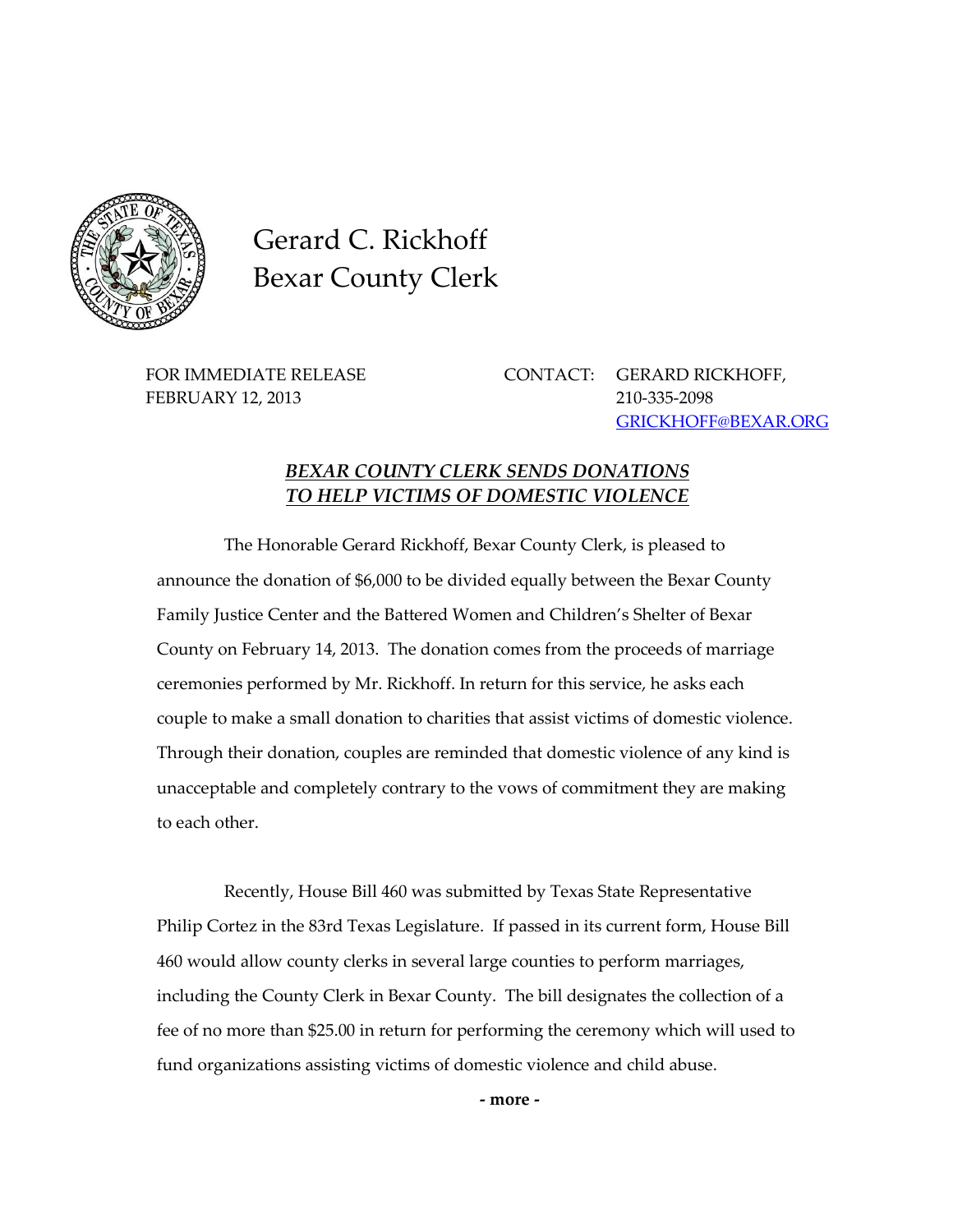# Gerard C. Rickhoff
# Bexar County Clerk

FOR IMMEDIATE RELEASE
FEBRUARY 12, 2013

CONTACT: GERARD RICKHOFF,
210-335-2098
GRICKHOFF@BEXAR.ORG

## ***BEXAR COUNTY CLERK SENDS DONATIONS TO HELP VICTIMS OF DOMESTIC VIOLENCE***

The Honorable Gerard Rickhoff, Bexar County Clerk, is pleased to announce the donation of $6,000 to be divided equally between the Bexar County Family Justice Center and the Battered Women and Children's Shelter of Bexar County on February 14, 2013. The donation comes from the proceeds of marriage ceremonies performed by Mr. Rickhoff. In return for this service, he asks each couple to make a small donation to charities that assist victims of domestic violence. Through their donation, couples are reminded that domestic violence of any kind is unacceptable and completely contrary to the vows of commitment they are making to each other.

Recently, House Bill 460 was submitted by Texas State Representative Philip Cortez in the 83rd Texas Legislature. If passed in its current form, House Bill 460 would allow county clerks in several large counties to perform marriages, including the County Clerk in Bexar County. The bill designates the collection of a fee of no more than $25.00 in return for performing the ceremony which will used to fund organizations assisting victims of domestic violence and child abuse.

**- more -**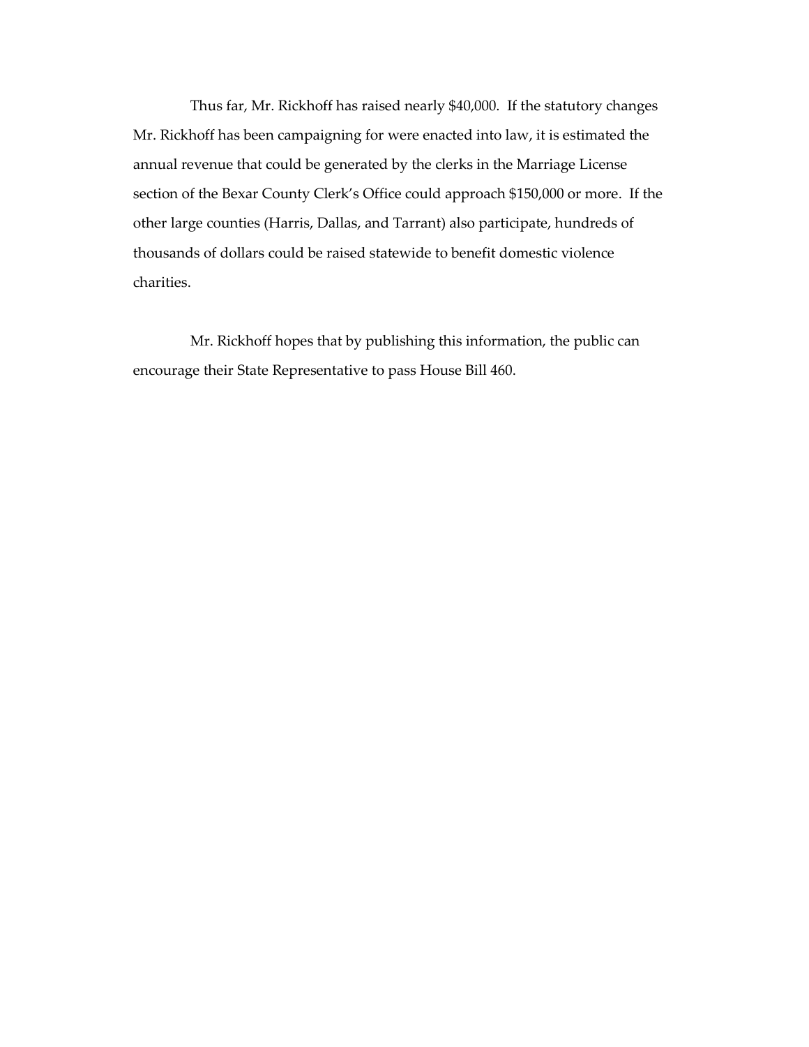Thus far, Mr. Rickhoff has raised nearly $40,000. If the statutory changes Mr. Rickhoff has been campaigning for were enacted into law, it is estimated the annual revenue that could be generated by the clerks in the Marriage License section of the Bexar County Clerk's Office could approach $150,000 or more. If the other large counties (Harris, Dallas, and Tarrant) also participate, hundreds of thousands of dollars could be raised statewide to benefit domestic violence charities.

Mr. Rickhoff hopes that by publishing this information, the public can encourage their State Representative to pass House Bill 460.